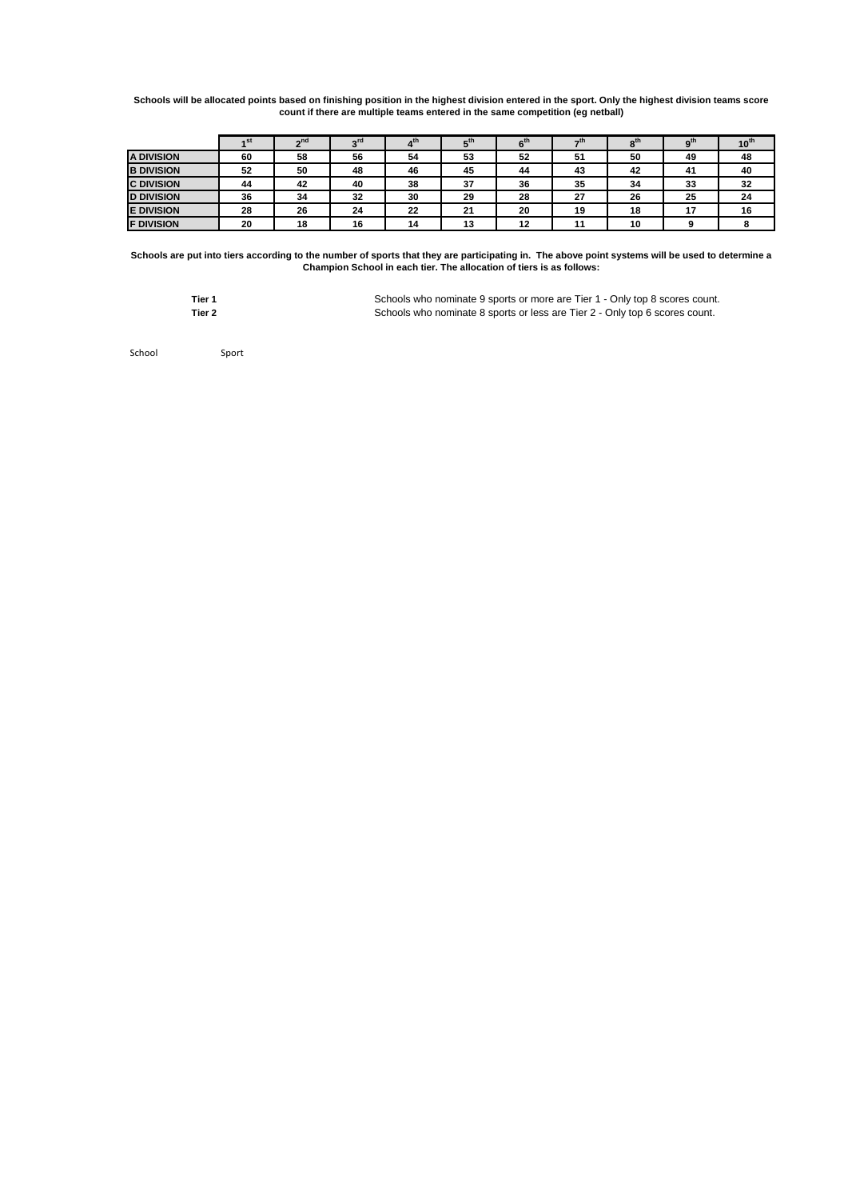**Schools will be allocated points based on finishing position in the highest division entered in the sport. Only the highest division teams score count if there are multiple teams entered in the same competition (eg netball)**

| | 1st | 2nd | 3rd | 4th | 5th | 6th | 7th | 8th | 9th | 10th |
|---|---|---|---|---|---|---|---|---|---|---|
| **A DIVISION** | 60 | 58 | 56 | 54 | 53 | 52 | 51 | 50 | 49 | 48 |
| **B DIVISION** | 52 | 50 | 48 | 46 | 45 | 44 | 43 | 42 | 41 | 40 |
| **C DIVISION** | 44 | 42 | 40 | 38 | 37 | 36 | 35 | 34 | 33 | 32 |
| **D DIVISION** | 36 | 34 | 32 | 30 | 29 | 28 | 27 | 26 | 25 | 24 |
| **E DIVISION** | 28 | 26 | 24 | 22 | 21 | 20 | 19 | 18 | 17 | 16 |
| **F DIVISION** | 20 | 18 | 16 | 14 | 13 | 12 | 11 | 10 | 9 | 8 |

**Schools are put into tiers according to the number of sports that they are participating in. The above point systems will be used to determine a Champion School in each tier. The allocation of tiers is as follows:**

**Tier 1** Schools who nominate 9 sports or more are Tier 1 - Only top 8 scores count.

**Tier 2** Schools who nominate 8 sports or less are Tier 2 - Only top 6 scores count.

School Sport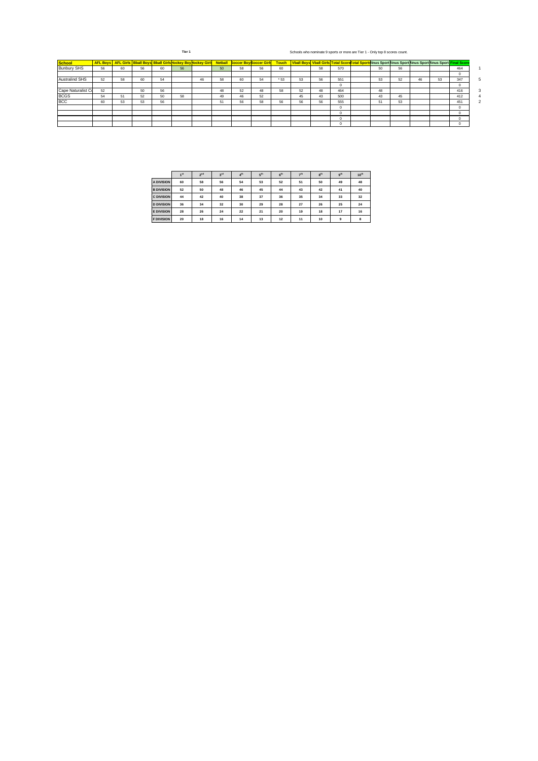**Tier 1**

Schools who nominate 9 sports or more are Tier 1 - Only top 8 scores count.

| School | AFL Boys | AFL Girls | Bball Boys | Bball Girls | Hockey Boys | Hockey Girls | Netball | Soccer Boys | Soccer Girls | Touch | Vball Boys | Vball Girls | Total Score | Total Sports | Minus Sport | Minus Sport | Minus Sport | Minus Sport | Final Score | |
|---|---|---|---|---|---|---|---|---|---|---|---|---|---|---|---|---|---|---|---|---|
| Bunbury SHS | 56 | 60 | 56 | 60 | 56 | | 50 | 58 | 56 | 60 | | 58 | 570 | | 50 | 56 | | | 464 | 1 |
| | | | | | | | | | | | | | | | | | | | 0 | |
| Australind SHS | 52 | 58 | 60 | 54 | | 46 | 58 | 60 | 54 | * 53 | 53 | 56 | 551 | | 53 | 52 | 46 | 53 | 347 | 5 |
| | | | | | | | | | | | | | 0 | | | | | | 0 | |
| Cape Naturalist Co | 52 | | 50 | 56 | | | 48 | 52 | 48 | 58 | 52 | 48 | 464 | | 48 | | | | 416 | 3 |
| BCGS | 54 | 51 | 52 | 50 | 58 | | 49 | 46 | 52 | | 45 | 43 | 500 | | 43 | 45 | | | 412 | 4 |
| BCC | 60 | 53 | 53 | 56 | | | 51 | 56 | 58 | 56 | 56 | 56 | 555 | | 51 | 53 | | | 451 | 2 |
| | | | | | | | | | | | | | 0 | | | | | | 0 | |
| | | | | | | | | | | | | | 0 | | | | | | 0 | |
| | | | | | | | | | | | | | 0 | | | | | | 0 | |
| | | | | | | | | | | | | | 0 | | | | | | 0 | |

| | 1st | 2nd | 3rd | 4th | 5th | 6th | 7th | 8th | 9th | 10th |
|---|---|---|---|---|---|---|---|---|---|---|
| A DIVISION | 60 | 58 | 56 | 54 | 53 | 52 | 51 | 50 | 49 | 48 |
| B DIVISION | 52 | 50 | 48 | 46 | 45 | 44 | 43 | 42 | 41 | 40 |
| C DIVISION | 44 | 42 | 40 | 38 | 37 | 36 | 35 | 34 | 33 | 32 |
| D DIVISION | 36 | 34 | 32 | 30 | 29 | 28 | 27 | 26 | 25 | 24 |
| E DIVISION | 28 | 26 | 24 | 22 | 21 | 20 | 19 | 18 | 17 | 16 |
| F DIVISION | 20 | 18 | 16 | 14 | 13 | 12 | 11 | 10 | 9 | 8 |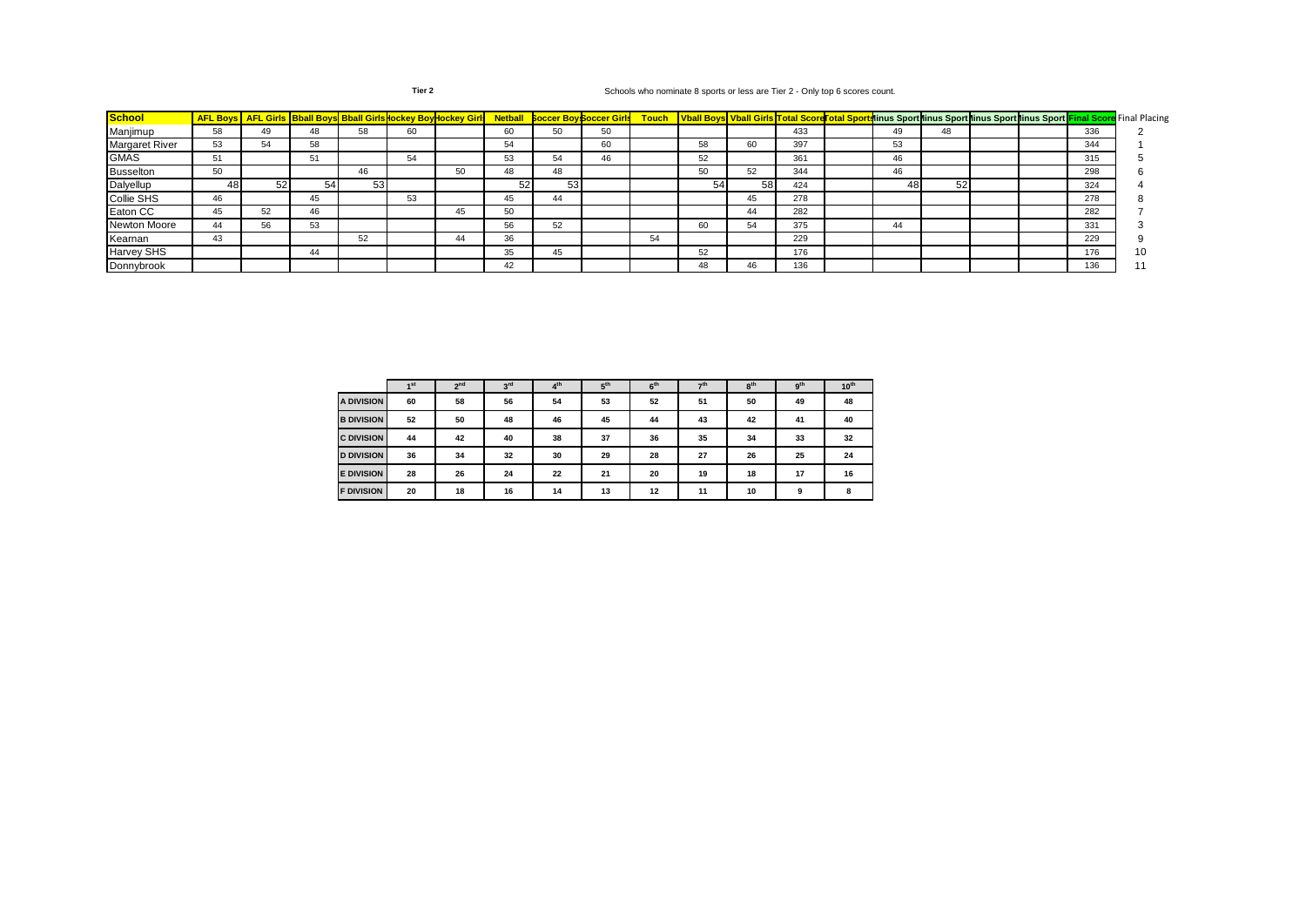**Tier 2**

Schools who nominate 8 sports or less are Tier 2 - Only top 6 scores count.

| School | AFL Boys | AFL Girls | Bball Boys | Bball Girls | Hockey Boys | Hockey Girls | Netball | Soccer Boys | Soccer Girls | Touch | Vball Boys | Vball Girls | Total Score | Total Sports | Minus Sport | Minus Sport | Minus Sport | Minus Sport | Final Score | Final Placing |
|---|---|---|---|---|---|---|---|---|---|---|---|---|---|---|---|---|---|---|---|---|
| Manjimup | 58 | 49 | 48 | 58 | 60 | | 60 | 50 | 50 | | | | 433 | | 49 | 48 | | | 336 | 2 |
| Margaret River | 53 | 54 | 58 | | | | 54 | | 60 | | 58 | 60 | 397 | | 53 | | | | 344 | 1 |
| GMAS | 51 | | 51 | | 54 | | 53 | 54 | 46 | | 52 | | 361 | | 46 | | | | 315 | 5 |
| Busselton | 50 | | | 46 | | 50 | 48 | 48 | | | 50 | 52 | 344 | | 46 | | | | 298 | 6 |
| Dalyellup | 48 | 52 | 54 | 53 | | | 52 | 53 | | | 54 | 58 | 424 | | 48 | 52 | | | 324 | 4 |
| Collie SHS | 46 | | 45 | | 53 | | 45 | 44 | | | | 45 | 278 | | | | | | 278 | 8 |
| Eaton CC | 45 | 52 | 46 | | | 45 | 50 | | | | | 44 | 282 | | | | | | 282 | 7 |
| Newton Moore | 44 | 56 | 53 | | | | 56 | 52 | | | 60 | 54 | 375 | | 44 | | | | 331 | 3 |
| Kearnan | 43 | | | 52 | | 44 | 36 | | | 54 | | | 229 | | | | | | 229 | 9 |
| Harvey SHS | | | 44 | | | | 35 | 45 | | | 52 | | 176 | | | | | | 176 | 10 |
| Donnybrook | | | | | | | 42 | | | | 48 | 46 | 136 | | | | | | 136 | 11 |

| | 1st | 2nd | 3rd | 4th | 5th | 6th | 7th | 8th | 9th | 10th |
|---|---|---|---|---|---|---|---|---|---|---|
| A DIVISION | 60 | 58 | 56 | 54 | 53 | 52 | 51 | 50 | 49 | 48 |
| B DIVISION | 52 | 50 | 48 | 46 | 45 | 44 | 43 | 42 | 41 | 40 |
| C DIVISION | 44 | 42 | 40 | 38 | 37 | 36 | 35 | 34 | 33 | 32 |
| D DIVISION | 36 | 34 | 32 | 30 | 29 | 28 | 27 | 26 | 25 | 24 |
| E DIVISION | 28 | 26 | 24 | 22 | 21 | 20 | 19 | 18 | 17 | 16 |
| F DIVISION | 20 | 18 | 16 | 14 | 13 | 12 | 11 | 10 | 9 | 8 |